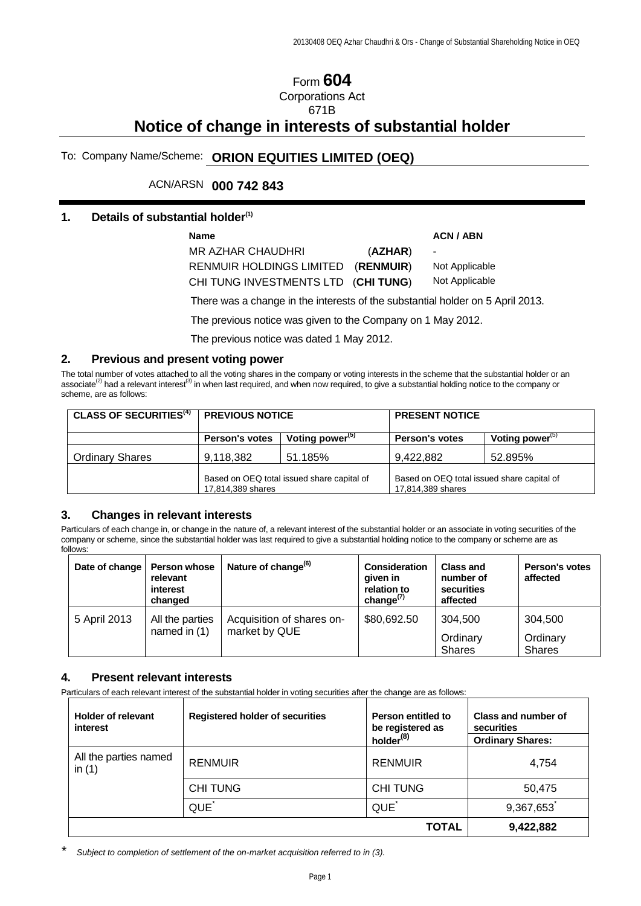Form **604**

Corporations Act

671B

# Notice of change in interests of substantial holder

To: Company Name/Scheme: **ORION EQUITIES LIMITED (OEQ)**

ACN/ARSN **000 742 843**

## 1. Details of substantial holder[(1)]

| Name | | ACN / ABN |
|---|---|---|
| MR AZHAR CHAUDHRI | (**AZHAR**) | - |
| RENMUIR HOLDINGS LIMITED | (**RENMUIR**) | Not Applicable |
| CHI TUNG INVESTMENTS LTD | (**CHI TUNG**) | Not Applicable |

There was a change in the interests of the substantial holder on 5 April 2013.

The previous notice was given to the Company on 1 May 2012.

The previous notice was dated 1 May 2012.

## 2. Previous and present voting power

The total number of votes attached to all the voting shares in the company or voting interests in the scheme that the substantial holder or an associate[(2)] had a relevant interest[(3)] in when last required, and when now required, to give a substantial holding notice to the company or scheme, are as follows:

| CLASS OF SECURITIES[(4)] | PREVIOUS NOTICE | | PRESENT NOTICE | |
|---|---|---|---|---|
| | **Person's votes** | **Voting power[(5)]** | **Person's votes** | **Voting power[(5)]** |
| Ordinary Shares | 9,118,382 | 51.185% | 9,422,882 | 52.895% |
| | Based on OEQ total issued share capital of 17,814,389 shares | | Based on OEQ total issued share capital of 17,814,389 shares | |

## 3. Changes in relevant interests

Particulars of each change in, or change in the nature of, a relevant interest of the substantial holder or an associate in voting securities of the company or scheme, since the substantial holder was last required to give a substantial holding notice to the company or scheme are as follows:

| Date of change | Person whose relevant interest changed | Nature of change[(6)] | Consideration given in relation to change[(7)] | Class and number of securities affected | Person's votes affected |
|---|---|---|---|---|---|
| 5 April 2013 | All the parties named in (1) | Acquisition of shares on-market by QUE | $80,692.50 | 304,500 Ordinary Shares | 304,500 Ordinary Shares |

## 4. Present relevant interests

Particulars of each relevant interest of the substantial holder in voting securities after the change are as follows:

| Holder of relevant interest | Registered holder of securities | Person entitled to be registered as holder[(8)] | Class and number of securities Ordinary Shares: |
|---|---|---|---|
| All the parties named in (1) | RENMUIR | RENMUIR | 4,754 |
| | CHI TUNG | CHI TUNG | 50,475 |
| | QUE* | QUE* | 9,367,653* |
| | | **TOTAL** | **9,422,882** |

\* *Subject to completion of settlement of the on-market acquisition referred to in (3).*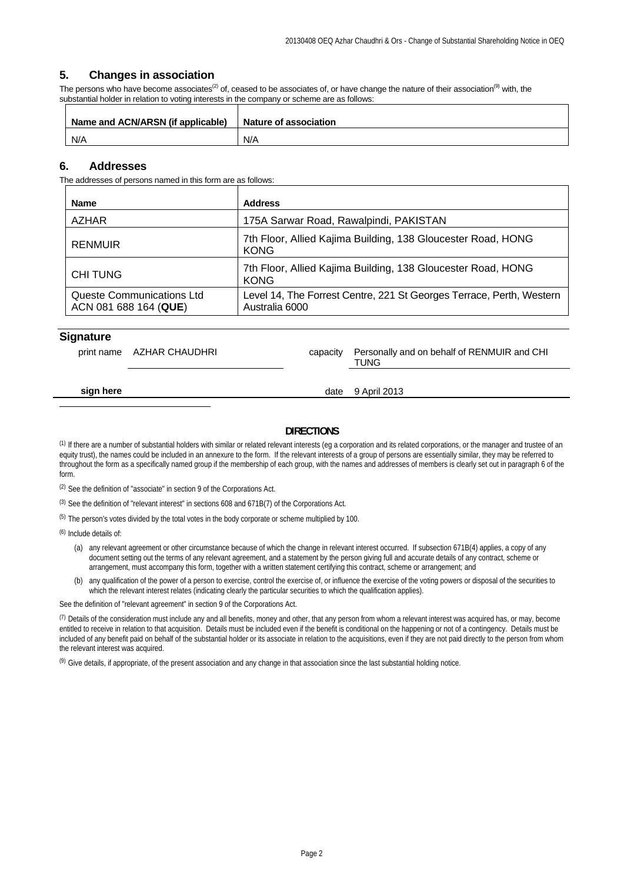## 5. Changes in association

The persons who have become associates[2] of, ceased to be associates of, or have change the nature of their association[9] with, the substantial holder in relation to voting interests in the company or scheme are as follows:

| Name and ACN/ARSN (if applicable) | Nature of association |
|---|---|
| N/A | N/A |

## 6. Addresses

The addresses of persons named in this form are as follows:

| Name | Address |
|---|---|
| AZHAR | 175A Sarwar Road, Rawalpindi, PAKISTAN |
| RENMUIR | 7th Floor, Allied Kajima Building, 138 Gloucester Road, HONG KONG |
| CHI TUNG | 7th Floor, Allied Kajima Building, 138 Gloucester Road, HONG KONG |
| Queste Communications Ltd ACN 081 688 164 (**QUE**) | Level 14, The Forrest Centre, 221 St Georges Terrace, Perth, Western Australia 6000 |

## Signature

print name AZHAR CHAUDHRI

capacity Personally and on behalf of RENMUIR and CHI TUNG

**sign here**

date 9 April 2013

### DIRECTIONS

[1] If there are a number of substantial holders with similar or related relevant interests (eg a corporation and its related corporations, or the manager and trustee of an equity trust), the names could be included in an annexure to the form. If the relevant interests of a group of persons are essentially similar, they may be referred to throughout the form as a specifically named group if the membership of each group, with the names and addresses of members is clearly set out in paragraph 6 of the form.

[2] See the definition of "associate" in section 9 of the Corporations Act.

[3] See the definition of "relevant interest" in sections 608 and 671B(7) of the Corporations Act.

[5] The person's votes divided by the total votes in the body corporate or scheme multiplied by 100.

[6] Include details of:

(a) any relevant agreement or other circumstance because of which the change in relevant interest occurred. If subsection 671B(4) applies, a copy of any document setting out the terms of any relevant agreement, and a statement by the person giving full and accurate details of any contract, scheme or arrangement, must accompany this form, together with a written statement certifying this contract, scheme or arrangement; and

(b) any qualification of the power of a person to exercise, control the exercise of, or influence the exercise of the voting powers or disposal of the securities to which the relevant interest relates (indicating clearly the particular securities to which the qualification applies).

See the definition of "relevant agreement" in section 9 of the Corporations Act.

[7] Details of the consideration must include any and all benefits, money and other, that any person from whom a relevant interest was acquired has, or may, become entitled to receive in relation to that acquisition. Details must be included even if the benefit is conditional on the happening or not of a contingency. Details must be included of any benefit paid on behalf of the substantial holder or its associate in relation to the acquisitions, even if they are not paid directly to the person from whom the relevant interest was acquired.

[9] Give details, if appropriate, of the present association and any change in that association since the last substantial holding notice.